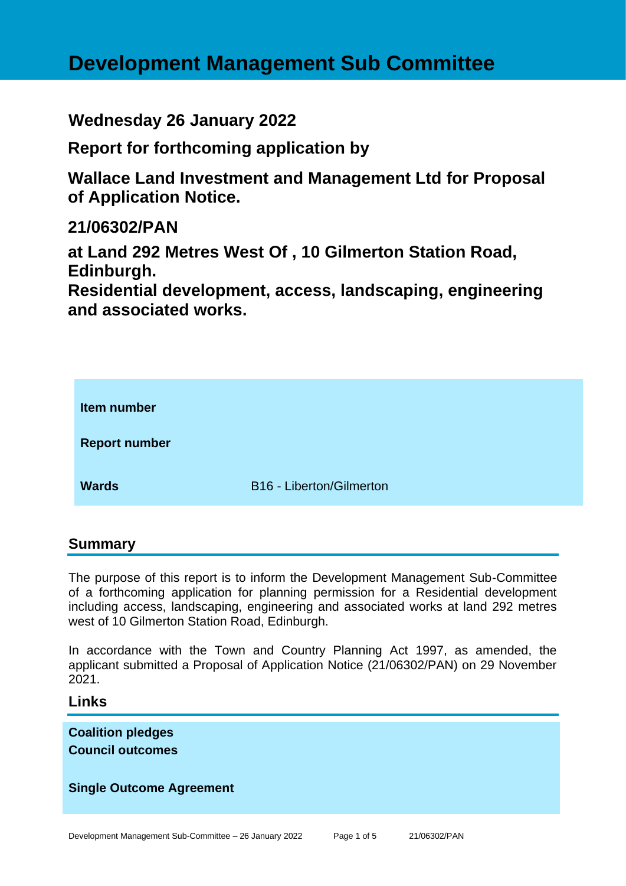# Development Management Sub Committee

## Wednesday 26 January 2022

## Report for forthcoming application by

## Wallace Land Investment and Management Ltd for Proposal of Application Notice.

## 21/06302/PAN

## at Land 292 Metres West Of , 10 Gilmerton Station Road, Edinburgh.
## Residential development, access, landscaping, engineering and associated works.

| | |
|---|---|
| **Item number** | |
| **Report number** | |
| **Wards** | B16 - Liberton/Gilmerton |

## Summary

The purpose of this report is to inform the Development Management Sub-Committee of a forthcoming application for planning permission for a Residential development including access, landscaping, engineering and associated works at land 292 metres west of 10 Gilmerton Station Road, Edinburgh.

In accordance with the Town and Country Planning Act 1997, as amended, the applicant submitted a Proposal of Application Notice (21/06302/PAN) on 29 November 2021.

## Links

**Coalition pledges**
**Council outcomes**

**Single Outcome Agreement**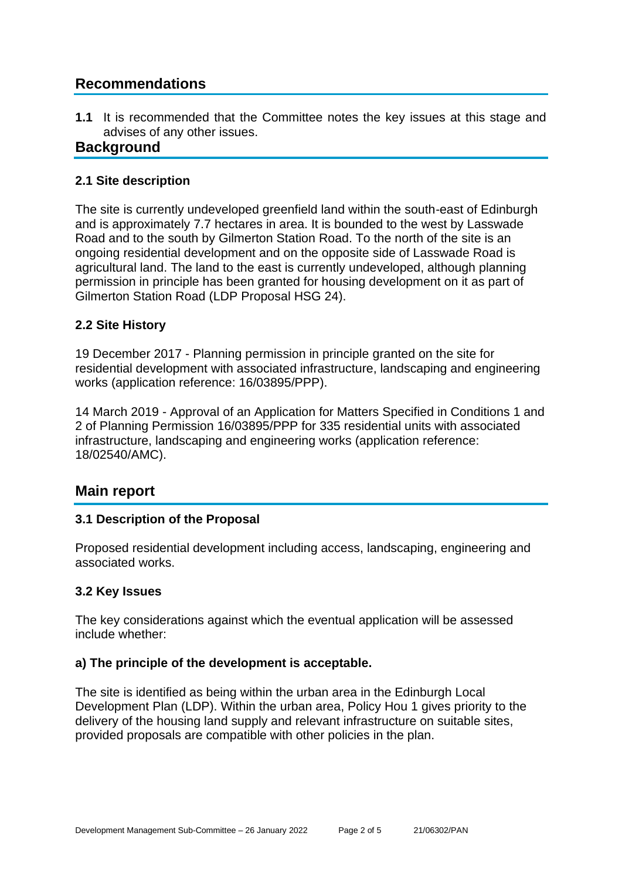## Recommendations

**1.1** It is recommended that the Committee notes the key issues at this stage and advises of any other issues.

## Background

### 2.1 Site description

The site is currently undeveloped greenfield land within the south-east of Edinburgh and is approximately 7.7 hectares in area. It is bounded to the west by Lasswade Road and to the south by Gilmerton Station Road. To the north of the site is an ongoing residential development and on the opposite side of Lasswade Road is agricultural land. The land to the east is currently undeveloped, although planning permission in principle has been granted for housing development on it as part of Gilmerton Station Road (LDP Proposal HSG 24).

### 2.2 Site History

19 December 2017 - Planning permission in principle granted on the site for residential development with associated infrastructure, landscaping and engineering works (application reference: 16/03895/PPP).

14 March 2019 - Approval of an Application for Matters Specified in Conditions 1 and 2 of Planning Permission 16/03895/PPP for 335 residential units with associated infrastructure, landscaping and engineering works (application reference: 18/02540/AMC).

## Main report

### 3.1 Description of the Proposal

Proposed residential development including access, landscaping, engineering and associated works.

### 3.2 Key Issues

The key considerations against which the eventual application will be assessed include whether:

#### a) The principle of the development is acceptable.

The site is identified as being within the urban area in the Edinburgh Local Development Plan (LDP). Within the urban area, Policy Hou 1 gives priority to the delivery of the housing land supply and relevant infrastructure on suitable sites, provided proposals are compatible with other policies in the plan.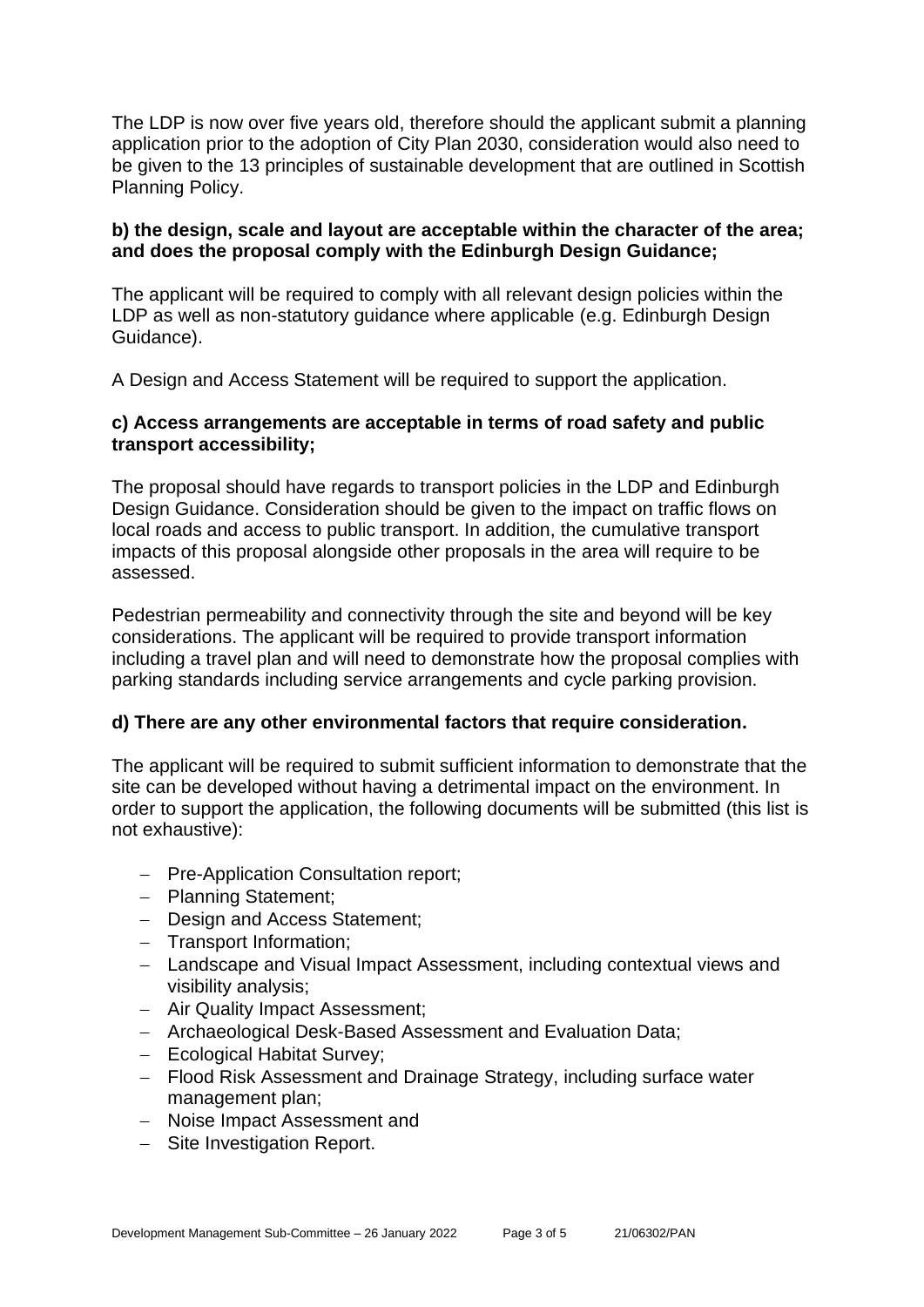The LDP is now over five years old, therefore should the applicant submit a planning application prior to the adoption of City Plan 2030, consideration would also need to be given to the 13 principles of sustainable development that are outlined in Scottish Planning Policy.

**b) the design, scale and layout are acceptable within the character of the area; and does the proposal comply with the Edinburgh Design Guidance;**

The applicant will be required to comply with all relevant design policies within the LDP as well as non-statutory guidance where applicable (e.g. Edinburgh Design Guidance).

A Design and Access Statement will be required to support the application.

**c) Access arrangements are acceptable in terms of road safety and public transport accessibility;**

The proposal should have regards to transport policies in the LDP and Edinburgh Design Guidance. Consideration should be given to the impact on traffic flows on local roads and access to public transport. In addition, the cumulative transport impacts of this proposal alongside other proposals in the area will require to be assessed.

Pedestrian permeability and connectivity through the site and beyond will be key considerations. The applicant will be required to provide transport information including a travel plan and will need to demonstrate how the proposal complies with parking standards including service arrangements and cycle parking provision.

**d) There are any other environmental factors that require consideration.**

The applicant will be required to submit sufficient information to demonstrate that the site can be developed without having a detrimental impact on the environment. In order to support the application, the following documents will be submitted (this list is not exhaustive):

- Pre-Application Consultation report;
- Planning Statement;
- Design and Access Statement;
- Transport Information;
- Landscape and Visual Impact Assessment, including contextual views and visibility analysis;
- Air Quality Impact Assessment;
- Archaeological Desk-Based Assessment and Evaluation Data;
- Ecological Habitat Survey;
- Flood Risk Assessment and Drainage Strategy, including surface water management plan;
- Noise Impact Assessment and
- Site Investigation Report.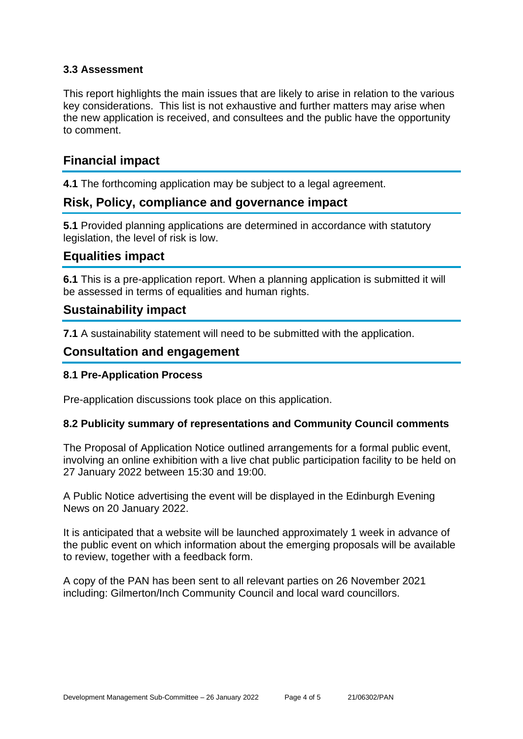### 3.3 Assessment

This report highlights the main issues that are likely to arise in relation to the various key considerations. This list is not exhaustive and further matters may arise when the new application is received, and consultees and the public have the opportunity to comment.

## Financial impact

**4.1** The forthcoming application may be subject to a legal agreement.

## Risk, Policy, compliance and governance impact

**5.1** Provided planning applications are determined in accordance with statutory legislation, the level of risk is low.

## Equalities impact

**6.1** This is a pre-application report. When a planning application is submitted it will be assessed in terms of equalities and human rights.

## Sustainability impact

**7.1** A sustainability statement will need to be submitted with the application.

## Consultation and engagement

### 8.1 Pre-Application Process

Pre-application discussions took place on this application.

### 8.2 Publicity summary of representations and Community Council comments

The Proposal of Application Notice outlined arrangements for a formal public event, involving an online exhibition with a live chat public participation facility to be held on 27 January 2022 between 15:30 and 19:00.

A Public Notice advertising the event will be displayed in the Edinburgh Evening News on 20 January 2022.

It is anticipated that a website will be launched approximately 1 week in advance of the public event on which information about the emerging proposals will be available to review, together with a feedback form.

A copy of the PAN has been sent to all relevant parties on 26 November 2021 including: Gilmerton/Inch Community Council and local ward councillors.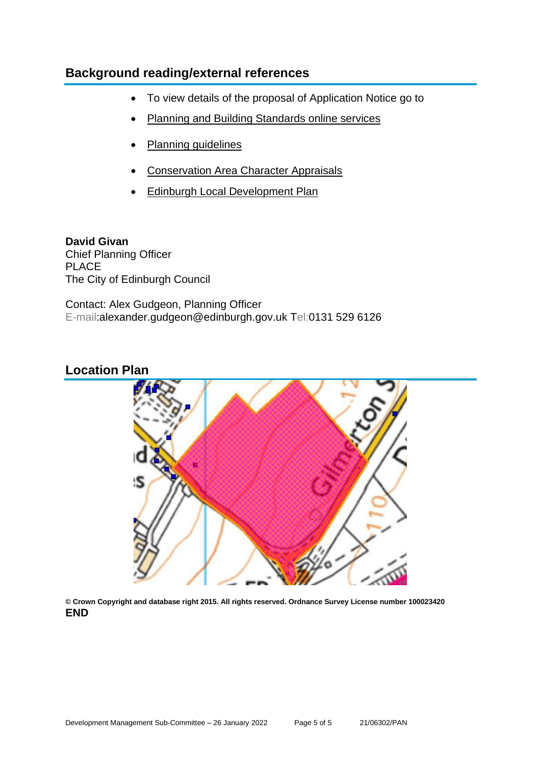## Background reading/external references

- To view details of the proposal of Application Notice go to
- Planning and Building Standards online services
- Planning guidelines
- Conservation Area Character Appraisals
- Edinburgh Local Development Plan

**David Givan**
Chief Planning Officer
PLACE
The City of Edinburgh Council

Contact: Alex Gudgeon, Planning Officer
E-mail:alexander.gudgeon@edinburgh.gov.uk Tel:0131 529 6126

## Location Plan

**© Crown Copyright and database right 2015. All rights reserved. Ordnance Survey License number 100023420**

**END**